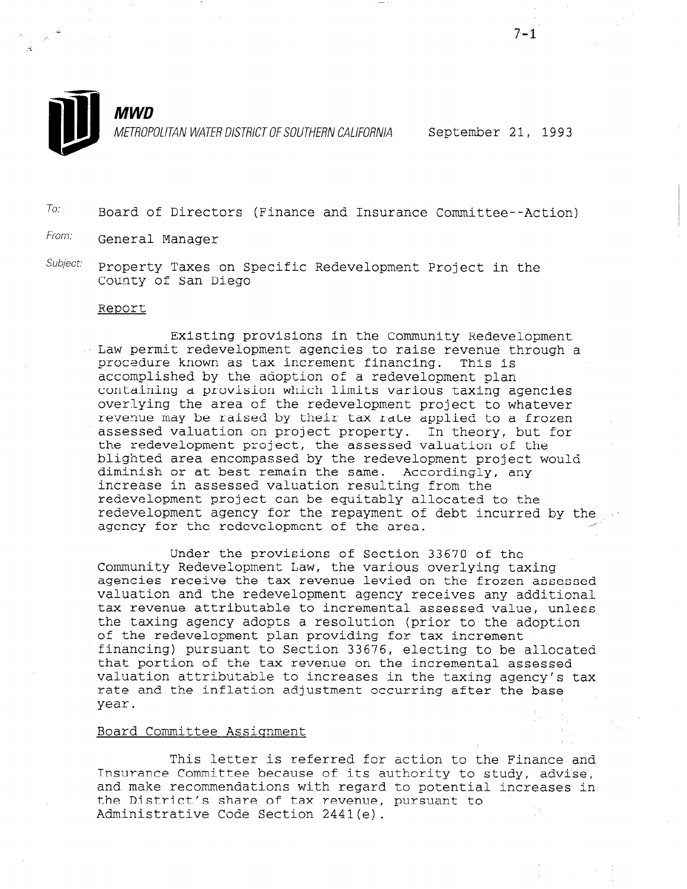**MWD**

METROPOLITAN WATER DISTRICT OF SOUTHERN CALIFORNIA

September 21, 1993

To: Board of Directors (Finance and Insurance Committee--Action)

From: General Manager

Subject: Property Taxes on Specific Redevelopment Project in the County of San Diego

## Report

Existing provisions in the Community Redevelopment Law permit redevelopment agencies to raise revenue through a procedure known as tax increment financing. This is accomplished by the adoption of a redevelopment plan containing a provision which limits various taxing agencies overlying the area of the redevelopment project to whatever revenue may be raised by their tax rate applied to a frozen assessed valuation on project property. In theory, but for the redevelopment project, the assessed valuation of the blighted area encompassed by the redevelopment project would diminish or at best remain the same. Accordingly, any increase in assessed valuation resulting from the redevelopment project can be equitably allocated to the redevelopment agency for the repayment of debt incurred by the agency for the redevelopment of the area.

Under the provisions of Section 33670 of the Community Redevelopment Law, the various overlying taxing agencies receive the tax revenue levied on the frozen assessed valuation and the redevelopment agency receives any additional tax revenue attributable to incremental assessed value, unless the taxing agency adopts a resolution (prior to the adoption of the redevelopment plan providing for tax increment financing) pursuant to Section 33676, electing to be allocated that portion of the tax revenue on the incremental assessed valuation attributable to increases in the taxing agency's tax rate and the inflation adjustment occurring after the base year.

## Board Committee Assignment

This letter is referred for action to the Finance and Insurance Committee because of its authority to study, advise, and make recommendations with regard to potential increases in the District's share of tax revenue, pursuant to Administrative Code Section 2441(e).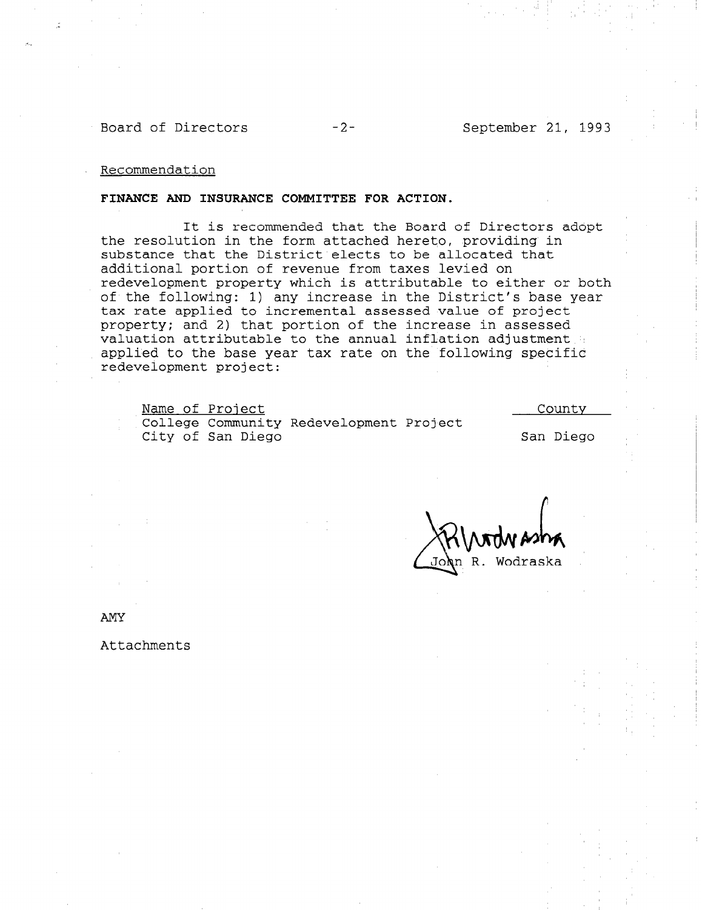Recommendation

**FINANCE AND INSURANCE COMMITTEE FOR ACTION.**

It is recommended that the Board of Directors adopt the resolution in the form attached hereto, providing in substance that the District elects to be allocated that additional portion of revenue from taxes levied on redevelopment property which is attributable to either or both of the following: 1) any increase in the District's base year tax rate applied to incremental assessed value of project property; and 2) that portion of the increase in assessed valuation attributable to the annual inflation adjustment applied to the base year tax rate on the following specific redevelopment project:

| Name of Project | County |
| --- | --- |
| College Community Redevelopment Project<br>City of San Diego | San Diego |

John R. Wodraska

AMY

Attachments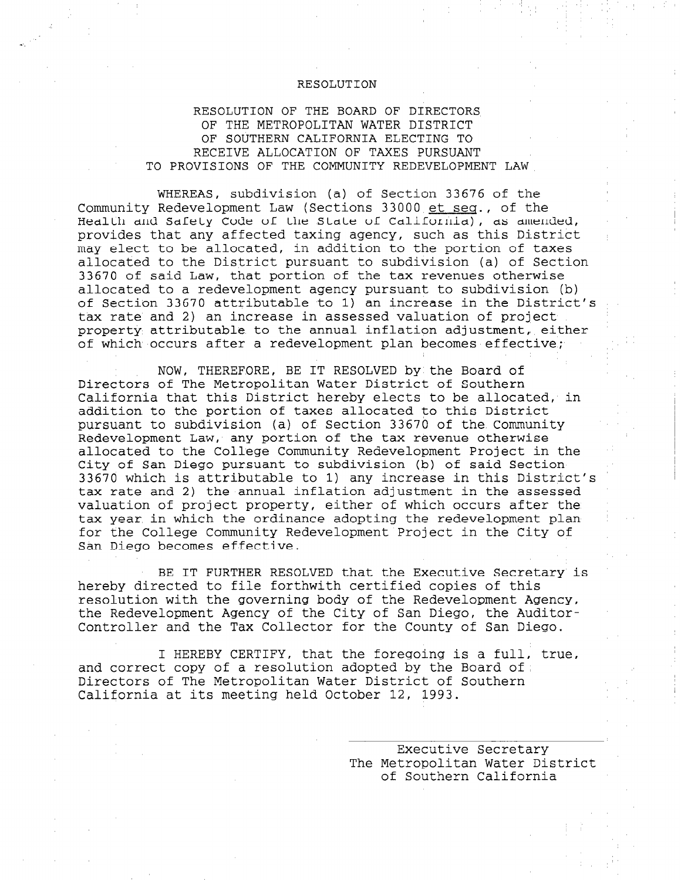RESOLUTION

RESOLUTION OF THE BOARD OF DIRECTORS
OF THE METROPOLITAN WATER DISTRICT
OF SOUTHERN CALIFORNIA ELECTING TO
RECEIVE ALLOCATION OF TAXES PURSUANT
TO PROVISIONS OF THE COMMUNITY REDEVELOPMENT LAW

WHEREAS, subdivision (a) of Section 33676 of the Community Redevelopment Law (Sections 33000 et seq., of the Health and Safety Code of the State of California), as amended, provides that any affected taxing agency, such as this District may elect to be allocated, in addition to the portion of taxes allocated to the District pursuant to subdivision (a) of Section 33670 of said Law, that portion of the tax revenues otherwise allocated to a redevelopment agency pursuant to subdivision (b) of Section 33670 attributable to 1) an increase in the District's tax rate and 2) an increase in assessed valuation of project property attributable to the annual inflation adjustment, either of which occurs after a redevelopment plan becomes effective;

NOW, THEREFORE, BE IT RESOLVED by the Board of Directors of The Metropolitan Water District of Southern California that this District hereby elects to be allocated, in addition to the portion of taxes allocated to this District pursuant to subdivision (a) of Section 33670 of the Community Redevelopment Law, any portion of the tax revenue otherwise allocated to the College Community Redevelopment Project in the City of San Diego pursuant to subdivision (b) of said Section 33670 which is attributable to 1) any increase in this District's tax rate and 2) the annual inflation adjustment in the assessed valuation of project property, either of which occurs after the tax year in which the ordinance adopting the redevelopment plan for the College Community Redevelopment Project in the City of San Diego becomes effective.

BE IT FURTHER RESOLVED that the Executive Secretary is hereby directed to file forthwith certified copies of this resolution with the governing body of the Redevelopment Agency, the Redevelopment Agency of the City of San Diego, the Auditor-Controller and the Tax Collector for the County of San Diego.

I HEREBY CERTIFY, that the foregoing is a full, true, and correct copy of a resolution adopted by the Board of Directors of The Metropolitan Water District of Southern California at its meeting held October 12, 1993.

Executive Secretary
The Metropolitan Water District
of Southern California